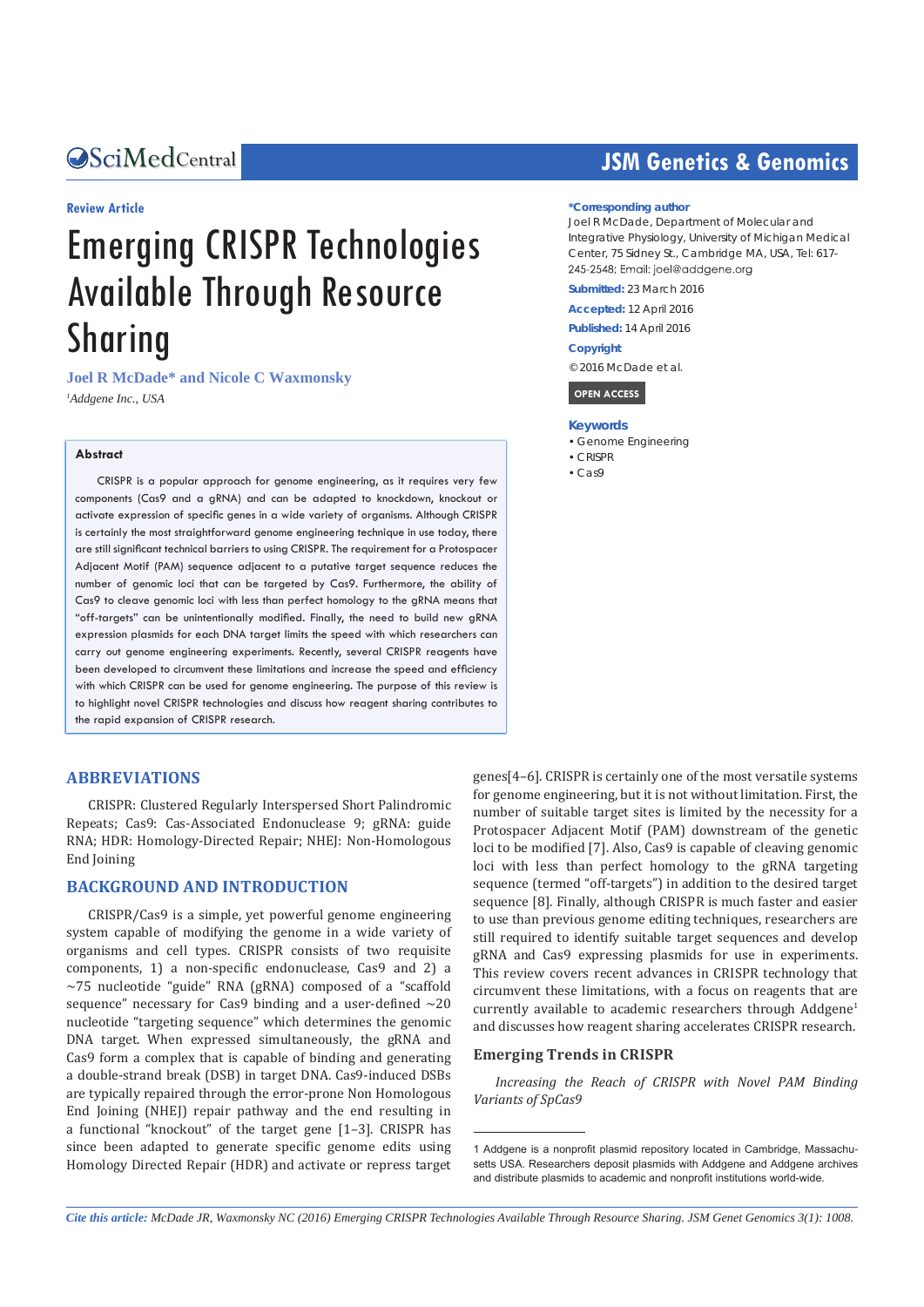Review Article

# Emerging CRISPR Technologies Available Through Resource Sharing

**Joel R McDade* and Nicole C Waxmonsky**

[1]*Addgene Inc., USA*

**\*Corresponding author**

Joel R McDade, Department of Molecular and Integrative Physiology, University of Michigan Medical Center, 75 Sidney St., Cambridge MA, USA, Tel: 617-245-2548; Email: joel@addgene.org

**Submitted:** 23 March 2016

**Accepted:** 12 April 2016

**Published:** 14 April 2016

**Copyright**

© 2016 McDade et al.

OPEN ACCESS

**Keywords**

- Genome Engineering
- CRISPR
- Cas9

### Abstract

CRISPR is a popular approach for genome engineering, as it requires very few components (Cas9 and a gRNA) and can be adapted to knockdown, knockout or activate expression of specific genes in a wide variety of organisms. Although CRISPR is certainly the most straightforward genome engineering technique in use today, there are still significant technical barriers to using CRISPR. The requirement for a Protospacer Adjacent Motif (PAM) sequence adjacent to a putative target sequence reduces the number of genomic loci that can be targeted by Cas9. Furthermore, the ability of Cas9 to cleave genomic loci with less than perfect homology to the gRNA means that "off-targets" can be unintentionally modified. Finally, the need to build new gRNA expression plasmids for each DNA target limits the speed with which researchers can carry out genome engineering experiments. Recently, several CRISPR reagents have been developed to circumvent these limitations and increase the speed and efficiency with which CRISPR can be used for genome engineering. The purpose of this review is to highlight novel CRISPR technologies and discuss how reagent sharing contributes to the rapid expansion of CRISPR research.

## ABBREVIATIONS

CRISPR: Clustered Regularly Interspersed Short Palindromic Repeats; Cas9: Cas-Associated Endonuclease 9; gRNA: guide RNA; HDR: Homology-Directed Repair; NHEJ: Non-Homologous End Joining

## BACKGROUND AND INTRODUCTION

CRISPR/Cas9 is a simple, yet powerful genome engineering system capable of modifying the genome in a wide variety of organisms and cell types. CRISPR consists of two requisite components, 1) a non-specific endonuclease, Cas9 and 2) a ~75 nucleotide "guide" RNA (gRNA) composed of a "scaffold sequence" necessary for Cas9 binding and a user-defined ~20 nucleotide "targeting sequence" which determines the genomic DNA target. When expressed simultaneously, the gRNA and Cas9 form a complex that is capable of binding and generating a double-strand break (DSB) in target DNA. Cas9-induced DSBs are typically repaired through the error-prone Non Homologous End Joining (NHEJ) repair pathway and the end resulting in a functional "knockout" of the target gene [1–3]. CRISPR has since been adapted to generate specific genome edits using Homology Directed Repair (HDR) and activate or repress target genes[4–6]. CRISPR is certainly one of the most versatile systems for genome engineering, but it is not without limitation. First, the number of suitable target sites is limited by the necessity for a Protospacer Adjacent Motif (PAM) downstream of the genetic loci to be modified [7]. Also, Cas9 is capable of cleaving genomic loci with less than perfect homology to the gRNA targeting sequence (termed "off-targets") in addition to the desired target sequence [8]. Finally, although CRISPR is much faster and easier to use than previous genome editing techniques, researchers are still required to identify suitable target sequences and develop gRNA and Cas9 expressing plasmids for use in experiments. This review covers recent advances in CRISPR technology that circumvent these limitations, with a focus on reagents that are currently available to academic researchers through Addgene[1] and discusses how reagent sharing accelerates CRISPR research.

### Emerging Trends in CRISPR

*Increasing the Reach of CRISPR with Novel PAM Binding Variants of SpCas9*

1 Addgene is a nonprofit plasmid repository located in Cambridge, Massachusetts USA. Researchers deposit plasmids with Addgene and Addgene archives and distribute plasmids to academic and nonprofit institutions world-wide.

*Cite this article:* McDade JR, Waxmonsky NC (2016) Emerging CRISPR Technologies Available Through Resource Sharing. JSM Genet Genomics 3(1): 1008.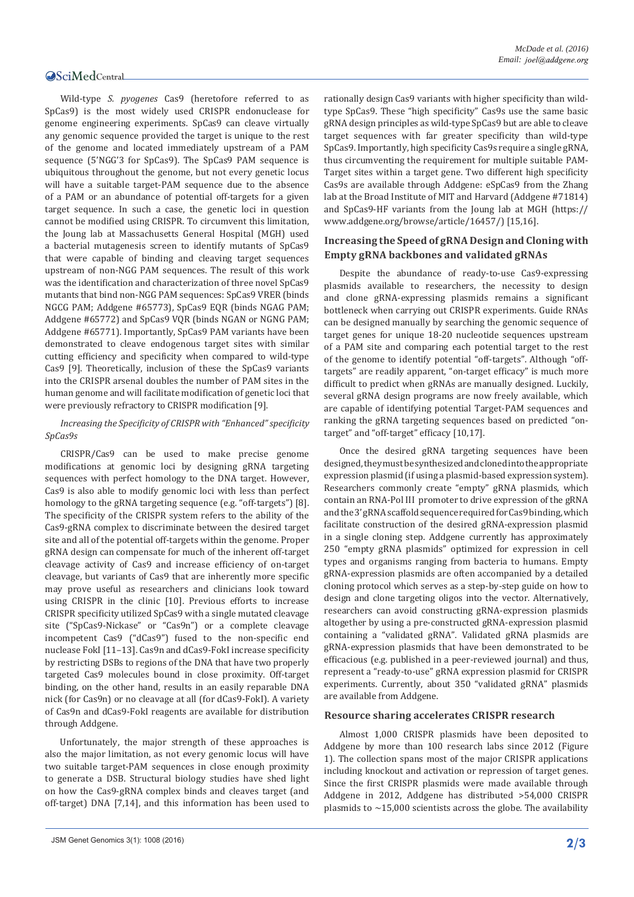Wild-type *S. pyogenes* Cas9 (heretofore referred to as SpCas9) is the most widely used CRISPR endonuclease for genome engineering experiments. SpCas9 can cleave virtually any genomic sequence provided the target is unique to the rest of the genome and located immediately upstream of a PAM sequence (5'NGG'3 for SpCas9). The SpCas9 PAM sequence is ubiquitous throughout the genome, but not every genetic locus will have a suitable target-PAM sequence due to the absence of a PAM or an abundance of potential off-targets for a given target sequence. In such a case, the genetic loci in question cannot be modified using CRISPR. To circumvent this limitation, the Joung lab at Massachusetts General Hospital (MGH) used a bacterial mutagenesis screen to identify mutants of SpCas9 that were capable of binding and cleaving target sequences upstream of non-NGG PAM sequences. The result of this work was the identification and characterization of three novel SpCas9 mutants that bind non-NGG PAM sequences: SpCas9 VRER (binds NGCG PAM; Addgene #65773), SpCas9 EQR (binds NGAG PAM; Addgene #65772) and SpCas9 VQR (binds NGAN or NGNG PAM; Addgene #65771). Importantly, SpCas9 PAM variants have been demonstrated to cleave endogenous target sites with similar cutting efficiency and specificity when compared to wild-type Cas9 [9]. Theoretically, inclusion of these the SpCas9 variants into the CRISPR arsenal doubles the number of PAM sites in the human genome and will facilitate modification of genetic loci that were previously refractory to CRISPR modification [9].

*Increasing the Specificity of CRISPR with "Enhanced" specificity SpCas9s*

CRISPR/Cas9 can be used to make precise genome modifications at genomic loci by designing gRNA targeting sequences with perfect homology to the DNA target. However, Cas9 is also able to modify genomic loci with less than perfect homology to the gRNA targeting sequence (e.g. "off-targets") [8]. The specificity of the CRISPR system refers to the ability of the Cas9-gRNA complex to discriminate between the desired target site and all of the potential off-targets within the genome. Proper gRNA design can compensate for much of the inherent off-target cleavage activity of Cas9 and increase efficiency of on-target cleavage, but variants of Cas9 that are inherently more specific may prove useful as researchers and clinicians look toward using CRISPR in the clinic [10]. Previous efforts to increase CRISPR specificity utilized SpCas9 with a single mutated cleavage site ("SpCas9-Nickase" or "Cas9n") or a complete cleavage incompetent Cas9 ("dCas9") fused to the non-specific end nuclease FokI [11–13]. Cas9n and dCas9-FokI increase specificity by restricting DSBs to regions of the DNA that have two properly targeted Cas9 molecules bound in close proximity. Off-target binding, on the other hand, results in an easily reparable DNA nick (for Cas9n) or no cleavage at all (for dCas9-FokI). A variety of Cas9n and dCas9-FokI reagents are available for distribution through Addgene.

Unfortunately, the major strength of these approaches is also the major limitation, as not every genomic locus will have two suitable target-PAM sequences in close enough proximity to generate a DSB. Structural biology studies have shed light on how the Cas9-gRNA complex binds and cleaves target (and off-target) DNA [7,14], and this information has been used to rationally design Cas9 variants with higher specificity than wild-type SpCas9. These "high specificity" Cas9s use the same basic gRNA design principles as wild-type SpCas9 but are able to cleave target sequences with far greater specificity than wild-type SpCas9. Importantly, high specificity Cas9s require a single gRNA, thus circumventing the requirement for multiple suitable PAM-Target sites within a target gene. Two different high specificity Cas9s are available through Addgene: eSpCas9 from the Zhang lab at the Broad Institute of MIT and Harvard (Addgene #71814) and SpCas9-HF variants from the Joung lab at MGH (https://www.addgene.org/browse/article/16457/) [15,16].

### Increasing the Speed of gRNA Design and Cloning with Empty gRNA backbones and validated gRNAs

Despite the abundance of ready-to-use Cas9-expressing plasmids available to researchers, the necessity to design and clone gRNA-expressing plasmids remains a significant bottleneck when carrying out CRISPR experiments. Guide RNAs can be designed manually by searching the genomic sequence of target genes for unique 18-20 nucleotide sequences upstream of a PAM site and comparing each potential target to the rest of the genome to identify potential "off-targets". Although "off-targets" are readily apparent, "on-target efficacy" is much more difficult to predict when gRNAs are manually designed. Luckily, several gRNA design programs are now freely available, which are capable of identifying potential Target-PAM sequences and ranking the gRNA targeting sequences based on predicted "on-target" and "off-target" efficacy [10,17].

Once the desired gRNA targeting sequences have been designed, they must be synthesized and cloned into the appropriate expression plasmid (if using a plasmid-based expression system). Researchers commonly create "empty" gRNA plasmids, which contain an RNA-Pol III promoter to drive expression of the gRNA and the 3' gRNA scaffold sequence required for Cas9 binding, which facilitate construction of the desired gRNA-expression plasmid in a single cloning step. Addgene currently has approximately 250 "empty gRNA plasmids" optimized for expression in cell types and organisms ranging from bacteria to humans. Empty gRNA-expression plasmids are often accompanied by a detailed cloning protocol which serves as a step-by-step guide on how to design and clone targeting oligos into the vector. Alternatively, researchers can avoid constructing gRNA-expression plasmids altogether by using a pre-constructed gRNA-expression plasmid containing a "validated gRNA". Validated gRNA plasmids are gRNA-expression plasmids that have been demonstrated to be efficacious (e.g. published in a peer-reviewed journal) and thus, represent a "ready-to-use" gRNA expression plasmid for CRISPR experiments. Currently, about 350 "validated gRNA" plasmids are available from Addgene.

### Resource sharing accelerates CRISPR research

Almost 1,000 CRISPR plasmids have been deposited to Addgene by more than 100 research labs since 2012 (Figure 1). The collection spans most of the major CRISPR applications including knockout and activation or repression of target genes. Since the first CRISPR plasmids were made available through Addgene in 2012, Addgene has distributed >54,000 CRISPR plasmids to ~15,000 scientists across the globe. The availability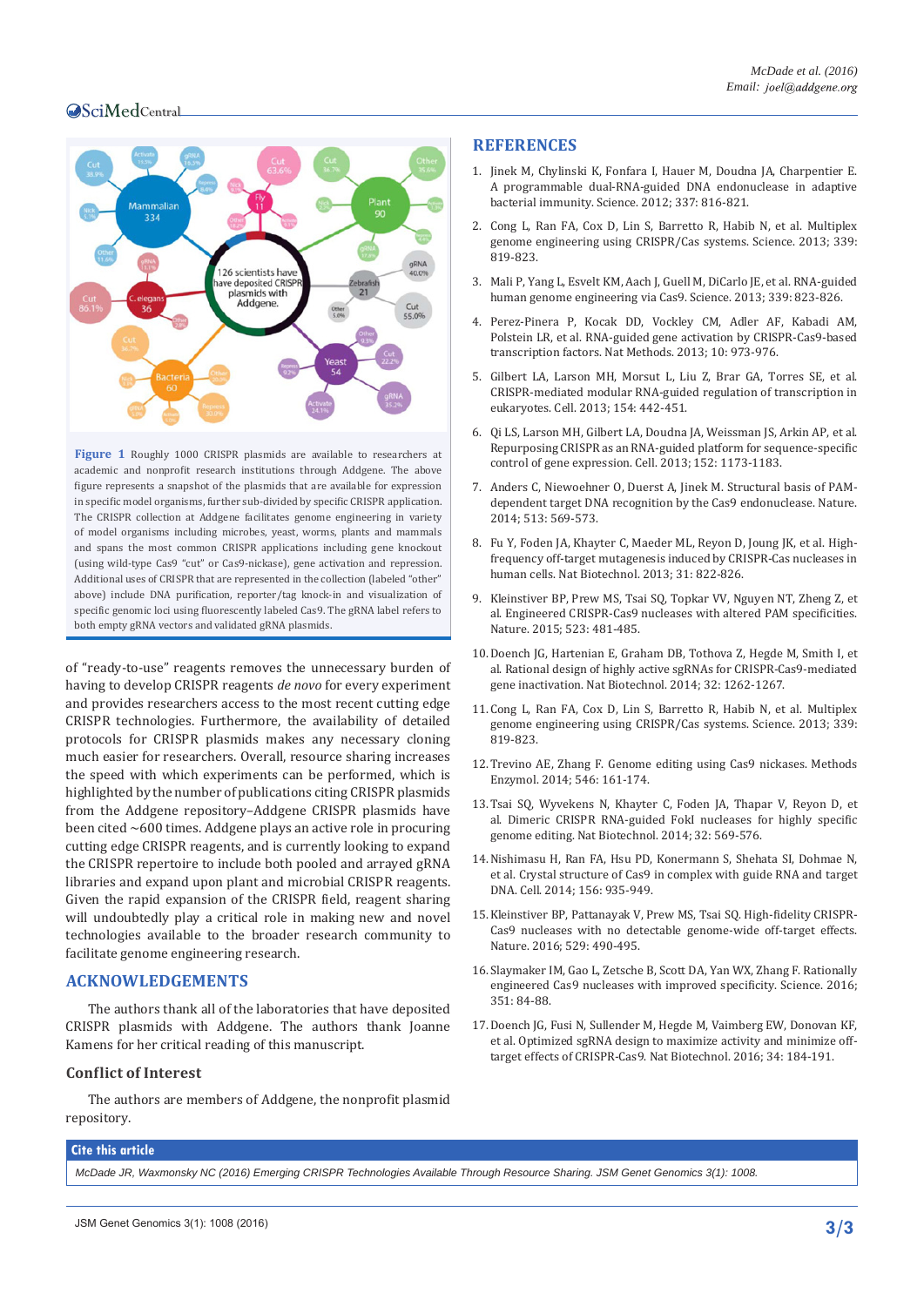Figure 1 Roughly 1000 CRISPR plasmids are available to researchers at academic and nonprofit research institutions through Addgene. The above figure represents a snapshot of the plasmids that are available for expression in specific model organisms, further sub-divided by specific CRISPR application. The CRISPR collection at Addgene facilitates genome engineering in variety of model organisms including microbes, yeast, worms, plants and mammals and spans the most common CRISPR applications including gene knockout (using wild-type Cas9 "cut" or Cas9-nickase), gene activation and repression. Additional uses of CRISPR that are represented in the collection (labeled "other" above) include DNA purification, reporter/tag knock-in and visualization of specific genomic loci using fluorescently labeled Cas9. The gRNA label refers to both empty gRNA vectors and validated gRNA plasmids.

of "ready-to-use" reagents removes the unnecessary burden of having to develop CRISPR reagents *de novo* for every experiment and provides researchers access to the most recent cutting edge CRISPR technologies. Furthermore, the availability of detailed protocols for CRISPR plasmids makes any necessary cloning much easier for researchers. Overall, resource sharing increases the speed with which experiments can be performed, which is highlighted by the number of publications citing CRISPR plasmids from the Addgene repository–Addgene CRISPR plasmids have been cited ~600 times. Addgene plays an active role in procuring cutting edge CRISPR reagents, and is currently looking to expand the CRISPR repertoire to include both pooled and arrayed gRNA libraries and expand upon plant and microbial CRISPR reagents. Given the rapid expansion of the CRISPR field, reagent sharing will undoubtedly play a critical role in making new and novel technologies available to the broader research community to facilitate genome engineering research.

## ACKNOWLEDGEMENTS

The authors thank all of the laboratories that have deposited CRISPR plasmids with Addgene. The authors thank Joanne Kamens for her critical reading of this manuscript.

### Conflict of Interest

The authors are members of Addgene, the nonprofit plasmid repository.

## REFERENCES

1. Jinek M, Chylinski K, Fonfara I, Hauer M, Doudna JA, Charpentier E. A programmable dual-RNA-guided DNA endonuclease in adaptive bacterial immunity. Science. 2012; 337: 816-821.
2. Cong L, Ran FA, Cox D, Lin S, Barretto R, Habib N, et al. Multiplex genome engineering using CRISPR/Cas systems. Science. 2013; 339: 819-823.
3. Mali P, Yang L, Esvelt KM, Aach J, Guell M, DiCarlo JE, et al. RNA-guided human genome engineering via Cas9. Science. 2013; 339: 823-826.
4. Perez-Pinera P, Kocak DD, Vockley CM, Adler AF, Kabadi AM, Polstein LR, et al. RNA-guided gene activation by CRISPR-Cas9-based transcription factors. Nat Methods. 2013; 10: 973-976.
5. Gilbert LA, Larson MH, Morsut L, Liu Z, Brar GA, Torres SE, et al. CRISPR-mediated modular RNA-guided regulation of transcription in eukaryotes. Cell. 2013; 154: 442-451.
6. Qi LS, Larson MH, Gilbert LA, Doudna JA, Weissman JS, Arkin AP, et al. Repurposing CRISPR as an RNA-guided platform for sequence-specific control of gene expression. Cell. 2013; 152: 1173-1183.
7. Anders C, Niewoehner O, Duerst A, Jinek M. Structural basis of PAM-dependent target DNA recognition by the Cas9 endonuclease. Nature. 2014; 513: 569-573.
8. Fu Y, Foden JA, Khayter C, Maeder ML, Reyon D, Joung JK, et al. High-frequency off-target mutagenesis induced by CRISPR-Cas nucleases in human cells. Nat Biotechnol. 2013; 31: 822-826.
9. Kleinstiver BP, Prew MS, Tsai SQ, Topkar VV, Nguyen NT, Zheng Z, et al. Engineered CRISPR-Cas9 nucleases with altered PAM specificities. Nature. 2015; 523: 481-485.
10. Doench JG, Hartenian E, Graham DB, Tothova Z, Hegde M, Smith I, et al. Rational design of highly active sgRNAs for CRISPR-Cas9-mediated gene inactivation. Nat Biotechnol. 2014; 32: 1262-1267.
11. Cong L, Ran FA, Cox D, Lin S, Barretto R, Habib N, et al. Multiplex genome engineering using CRISPR/Cas systems. Science. 2013; 339: 819-823.
12. Trevino AE, Zhang F. Genome editing using Cas9 nickases. Methods Enzymol. 2014; 546: 161-174.
13. Tsai SQ, Wyvekens N, Khayter C, Foden JA, Thapar V, Reyon D, et al. Dimeric CRISPR RNA-guided FokI nucleases for highly specific genome editing. Nat Biotechnol. 2014; 32: 569-576.
14. Nishimasu H, Ran FA, Hsu PD, Konermann S, Shehata SI, Dohmae N, et al. Crystal structure of Cas9 in complex with guide RNA and target DNA. Cell. 2014; 156: 935-949.
15. Kleinstiver BP, Pattanayak V, Prew MS, Tsai SQ. High-fidelity CRISPR-Cas9 nucleases with no detectable genome-wide off-target effects. Nature. 2016; 529: 490-495.
16. Slaymaker IM, Gao L, Zetsche B, Scott DA, Yan WX, Zhang F. Rationally engineered Cas9 nucleases with improved specificity. Science. 2016; 351: 84-88.
17. Doench JG, Fusi N, Sullender M, Hegde M, Vaimberg EW, Donovan KF, et al. Optimized sgRNA design to maximize activity and minimize off-target effects of CRISPR-Cas9. Nat Biotechnol. 2016; 34: 184-191.

**Cite this article**

*McDade JR, Waxmonsky NC (2016) Emerging CRISPR Technologies Available Through Resource Sharing. JSM Genet Genomics 3(1): 1008.*